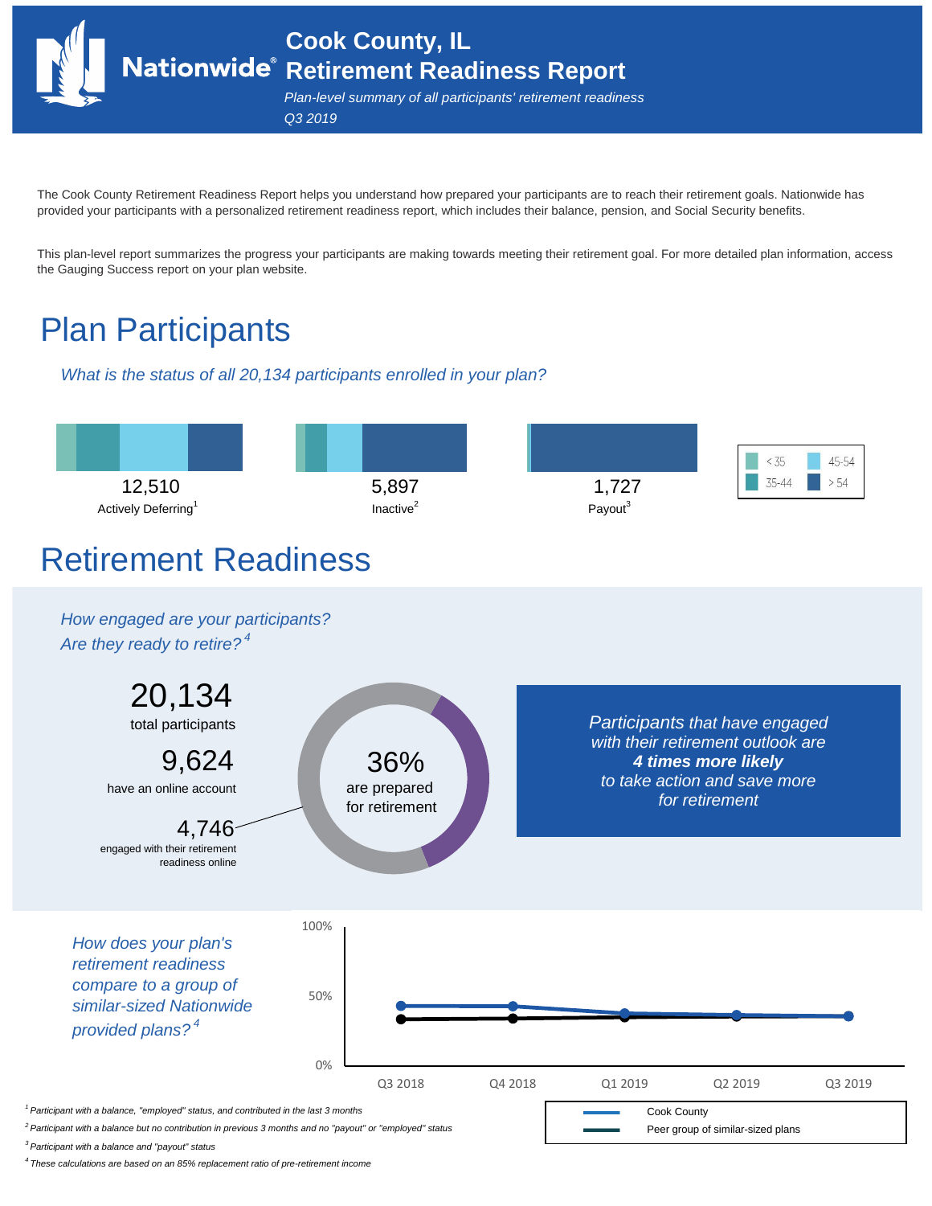# Cook County, IL Retirement Readiness Report

*Plan-level summary of all participants' retirement readiness*

*Q3 2019*

The Cook County Retirement Readiness Report helps you understand how prepared your participants are to reach their retirement goals. Nationwide has provided your participants with a personalized retirement readiness report, which includes their balance, pension, and Social Security benefits.

This plan-level report summarizes the progress your participants are making towards meeting their retirement goal. For more detailed plan information, access the Gauging Success report on your plan website.

## Plan Participants

*What is the status of all 20,134 participants enrolled in your plan?*

| 12,510 | 5,897 | 1,727 |
|---|---|---|
| Actively Deferring[1] | Inactive[2] | Payout[3] |

Legend: < 35, 35-44, 45-54, > 54

## Retirement Readiness

*How engaged are your participants? Are they ready to retire?[4]*

**20,134** total participants

**9,624** have an online account

**4,746** engaged with their retirement readiness online

**36%** are prepared for retirement

*Participants that have engaged with their retirement outlook are **4 times more likely** to take action and save more for retirement*

*How does your plan's retirement readiness compare to a group of similar-sized Nationwide provided plans?[4]*

Chart: 0% – 100%; Q3 2018, Q4 2018, Q1 2019, Q2 2019, Q3 2019

Legend: Cook County; Peer group of similar-sized plans

[1] *Participant with a balance, "employed" status, and contributed in the last 3 months*

[2] *Participant with a balance but no contribution in previous 3 months and no "payout" or "employed" status*

[3] *Participant with a balance and "payout" status*

[4] *These calculations are based on an 85% replacement ratio of pre-retirement income*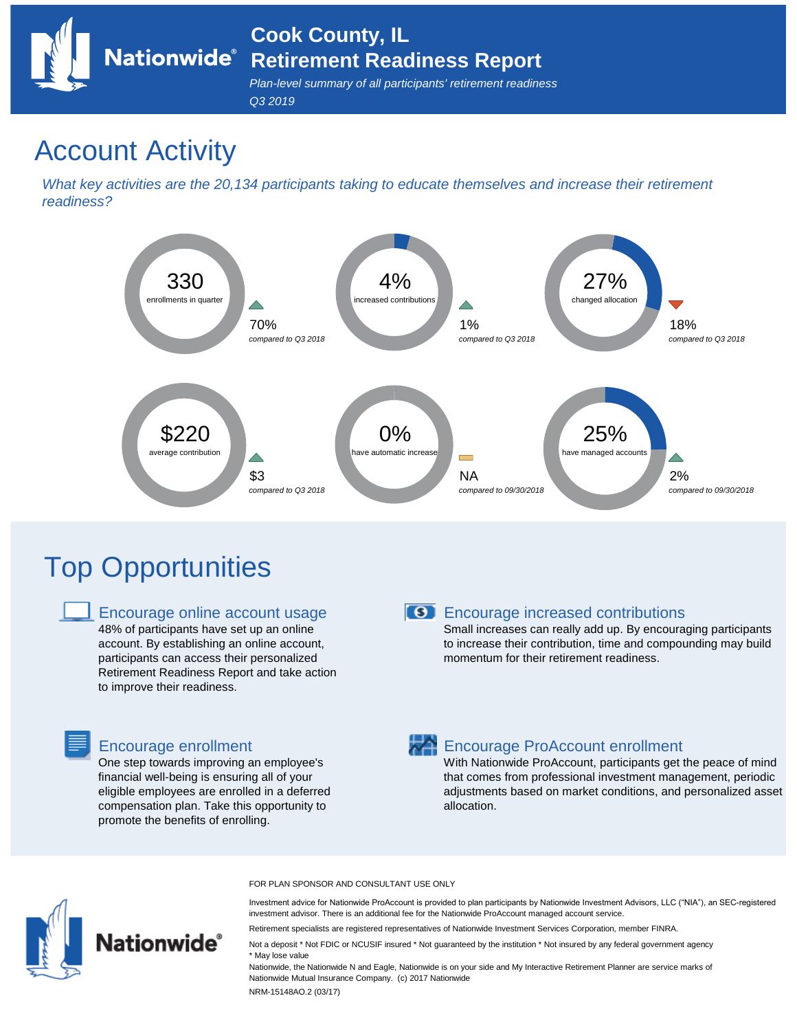# Cook County, IL
# Retirement Readiness Report

*Plan-level summary of all participants' retirement readiness*

*Q3 2019*

## Account Activity

*What key activities are the 20,134 participants taking to educate themselves and increase their retirement readiness?*

330
enrollments in quarter
70%
*compared to Q3 2018*

4%
increased contributions
1%
*compared to Q3 2018*

27%
changed allocation
18%
*compared to Q3 2018*

$220
average contribution
$3
*compared to Q3 2018*

0%
have automatic increase
NA
*compared to 09/30/2018*

25%
have managed accounts
2%
*compared to 09/30/2018*

## Top Opportunities

### Encourage online account usage

48% of participants have set up an online account. By establishing an online account, participants can access their personalized Retirement Readiness Report and take action to improve their readiness.

### Encourage increased contributions

Small increases can really add up. By encouraging participants to increase their contribution, time and compounding may build momentum for their retirement readiness.

### Encourage enrollment

One step towards improving an employee's financial well-being is ensuring all of your eligible employees are enrolled in a deferred compensation plan. Take this opportunity to promote the benefits of enrolling.

### Encourage ProAccount enrollment

With Nationwide ProAccount, participants get the peace of mind that comes from professional investment management, periodic adjustments based on market conditions, and personalized asset allocation.

FOR PLAN SPONSOR AND CONSULTANT USE ONLY

Investment advice for Nationwide ProAccount is provided to plan participants by Nationwide Investment Advisors, LLC ("NIA"), an SEC-registered investment advisor. There is an additional fee for the Nationwide ProAccount managed account service.

Retirement specialists are registered representatives of Nationwide Investment Services Corporation, member FINRA.

Not a deposit * Not FDIC or NCUSIF insured * Not guaranteed by the institution * Not insured by any federal government agency * May lose value

Nationwide, the Nationwide N and Eagle, Nationwide is on your side and My Interactive Retirement Planner are service marks of Nationwide Mutual Insurance Company. (c) 2017 Nationwide

NRM-15148AO.2 (03/17)